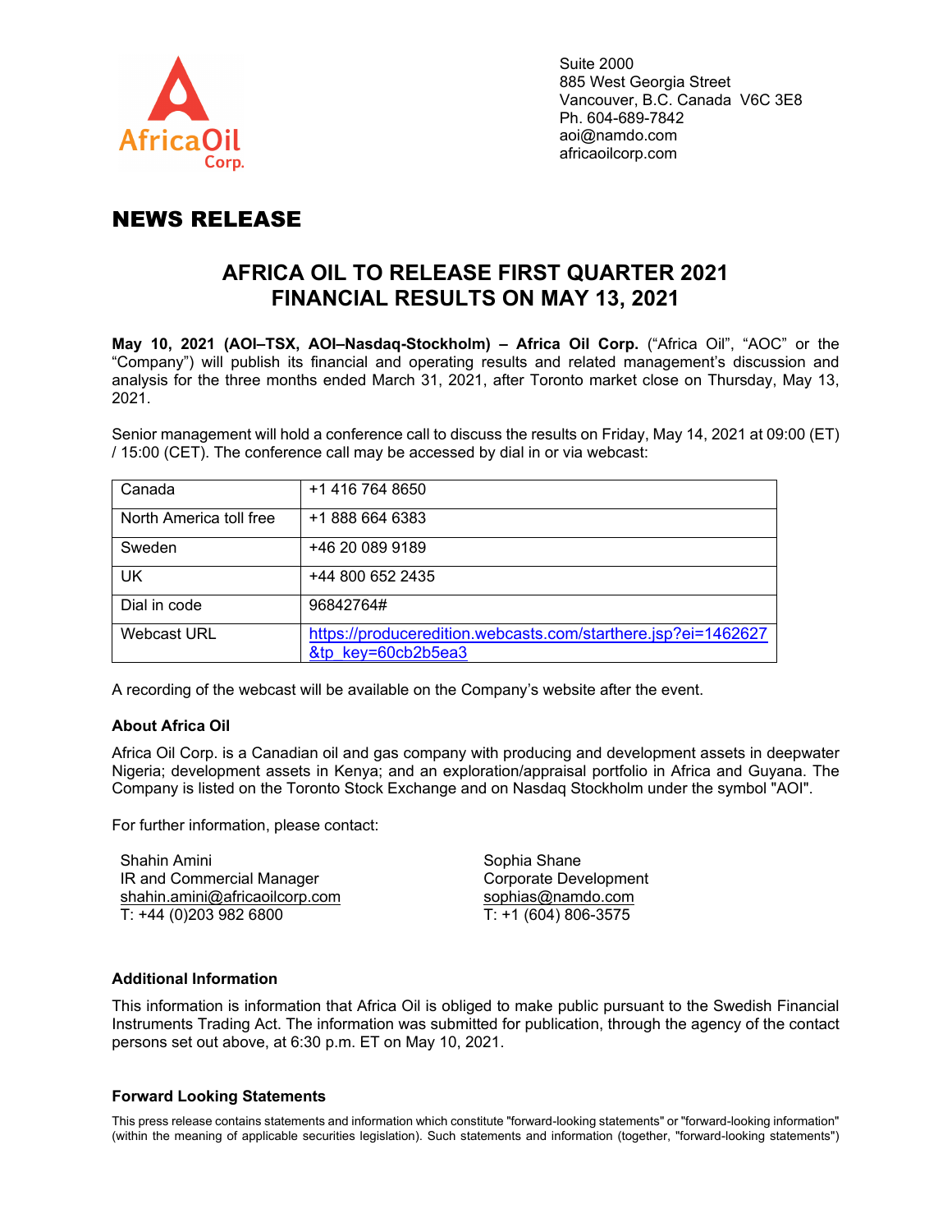Suite 2000
885 West Georgia Street
Vancouver, B.C. Canada V6C 3E8
Ph. 604-689-7842
aoi@namdo.com
africaoilcorp.com

# NEWS RELEASE

## AFRICA OIL TO RELEASE FIRST QUARTER 2021 FINANCIAL RESULTS ON MAY 13, 2021

**May 10, 2021 (AOI–TSX, AOI–Nasdaq-Stockholm) – Africa Oil Corp.** ("Africa Oil", "AOC" or the "Company") will publish its financial and operating results and related management's discussion and analysis for the three months ended March 31, 2021, after Toronto market close on Thursday, May 13, 2021.

Senior management will hold a conference call to discuss the results on Friday, May 14, 2021 at 09:00 (ET) / 15:00 (CET). The conference call may be accessed by dial in or via webcast:

| | |
|---|---|
| Canada | +1 416 764 8650 |
| North America toll free | +1 888 664 6383 |
| Sweden | +46 20 089 9189 |
| UK | +44 800 652 2435 |
| Dial in code | 96842764# |
| Webcast URL | https://produceredition.webcasts.com/starthere.jsp?ei=1462627&tp_key=60cb2b5ea3 |

A recording of the webcast will be available on the Company's website after the event.

### About Africa Oil

Africa Oil Corp. is a Canadian oil and gas company with producing and development assets in deepwater Nigeria; development assets in Kenya; and an exploration/appraisal portfolio in Africa and Guyana. The Company is listed on the Toronto Stock Exchange and on Nasdaq Stockholm under the symbol "AOI".

For further information, please contact:

Shahin Amini
IR and Commercial Manager
shahin.amini@africaoilcorp.com
T: +44 (0)203 982 6800

Sophia Shane
Corporate Development
sophias@namdo.com
T: +1 (604) 806-3575

### Additional Information

This information is information that Africa Oil is obliged to make public pursuant to the Swedish Financial Instruments Trading Act. The information was submitted for publication, through the agency of the contact persons set out above, at 6:30 p.m. ET on May 10, 2021.

### Forward Looking Statements

This press release contains statements and information which constitute "forward-looking statements" or "forward-looking information" (within the meaning of applicable securities legislation). Such statements and information (together, "forward-looking statements")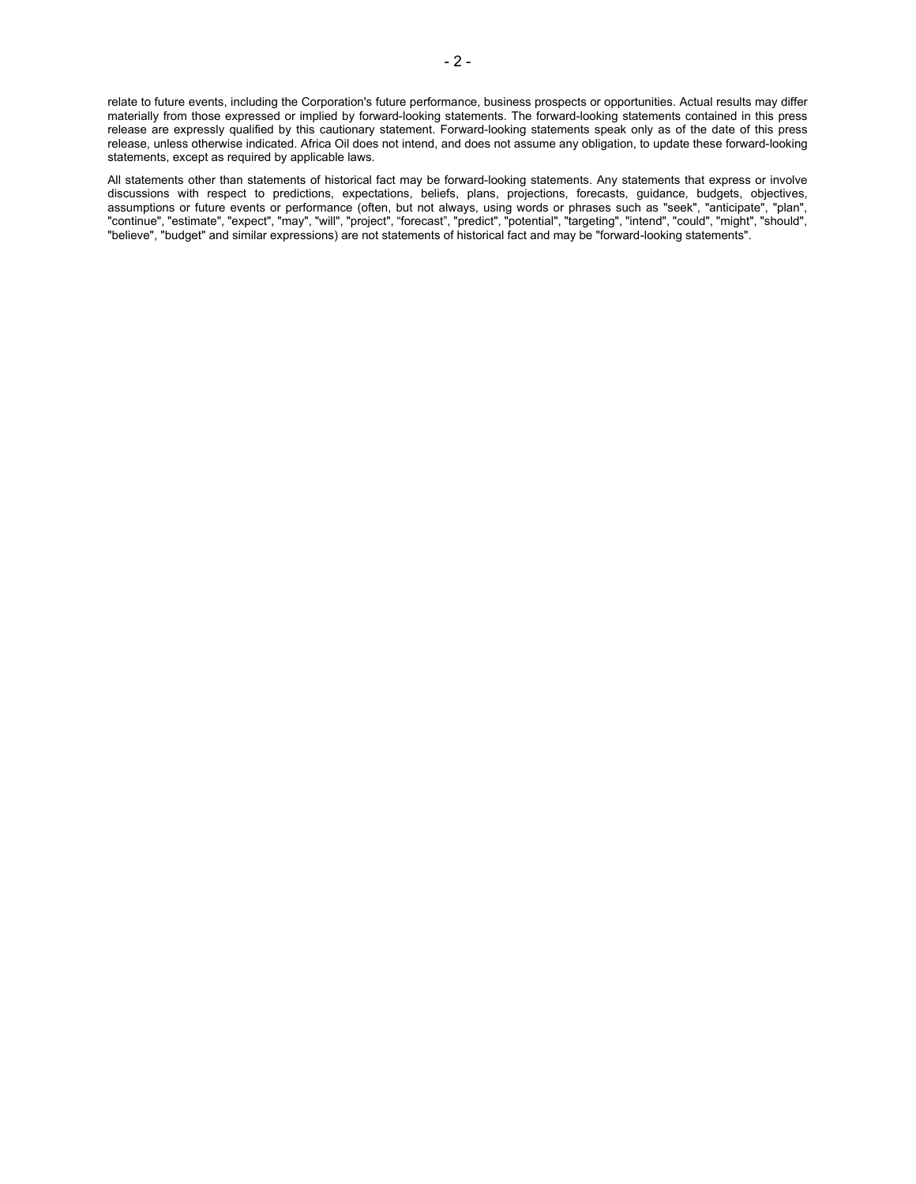relate to future events, including the Corporation's future performance, business prospects or opportunities. Actual results may differ materially from those expressed or implied by forward-looking statements. The forward-looking statements contained in this press release are expressly qualified by this cautionary statement. Forward-looking statements speak only as of the date of this press release, unless otherwise indicated. Africa Oil does not intend, and does not assume any obligation, to update these forward-looking statements, except as required by applicable laws.

All statements other than statements of historical fact may be forward-looking statements. Any statements that express or involve discussions with respect to predictions, expectations, beliefs, plans, projections, forecasts, guidance, budgets, objectives, assumptions or future events or performance (often, but not always, using words or phrases such as "seek", "anticipate", "plan", "continue", "estimate", "expect", "may", "will", "project", “forecast”, "predict", "potential", "targeting", "intend", "could", "might", "should", "believe", "budget" and similar expressions) are not statements of historical fact and may be "forward-looking statements".